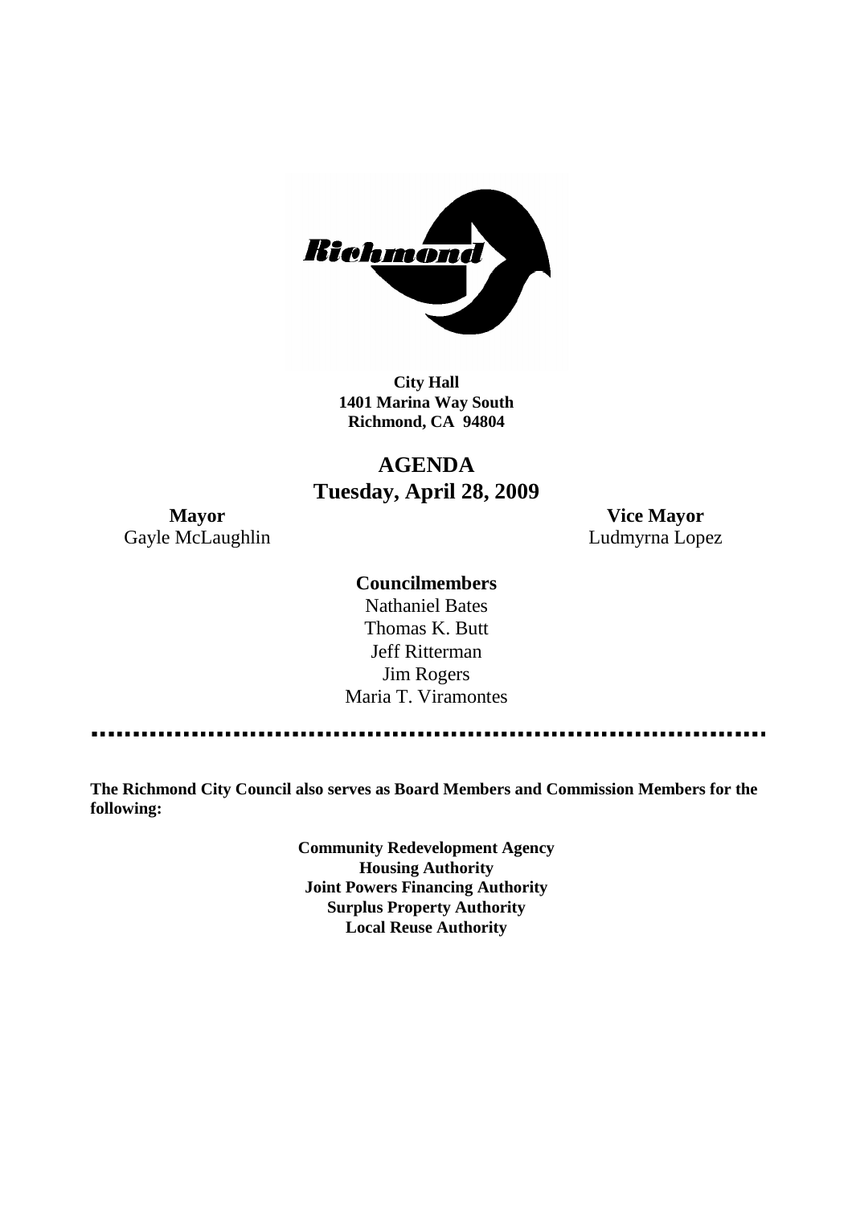**City Hall**
**1401 Marina Way South**
**Richmond, CA 94804**

# AGENDA
## Tuesday, April 28, 2009

**Mayor**
Gayle McLaughlin

**Vice Mayor**
Ludmyrna Lopez

**Councilmembers**
Nathaniel Bates
Thomas K. Butt
Jeff Ritterman
Jim Rogers
Maria T. Viramontes

---

**The Richmond City Council also serves as Board Members and Commission Members for the following:**

**Community Redevelopment Agency**
**Housing Authority**
**Joint Powers Financing Authority**
**Surplus Property Authority**
**Local Reuse Authority**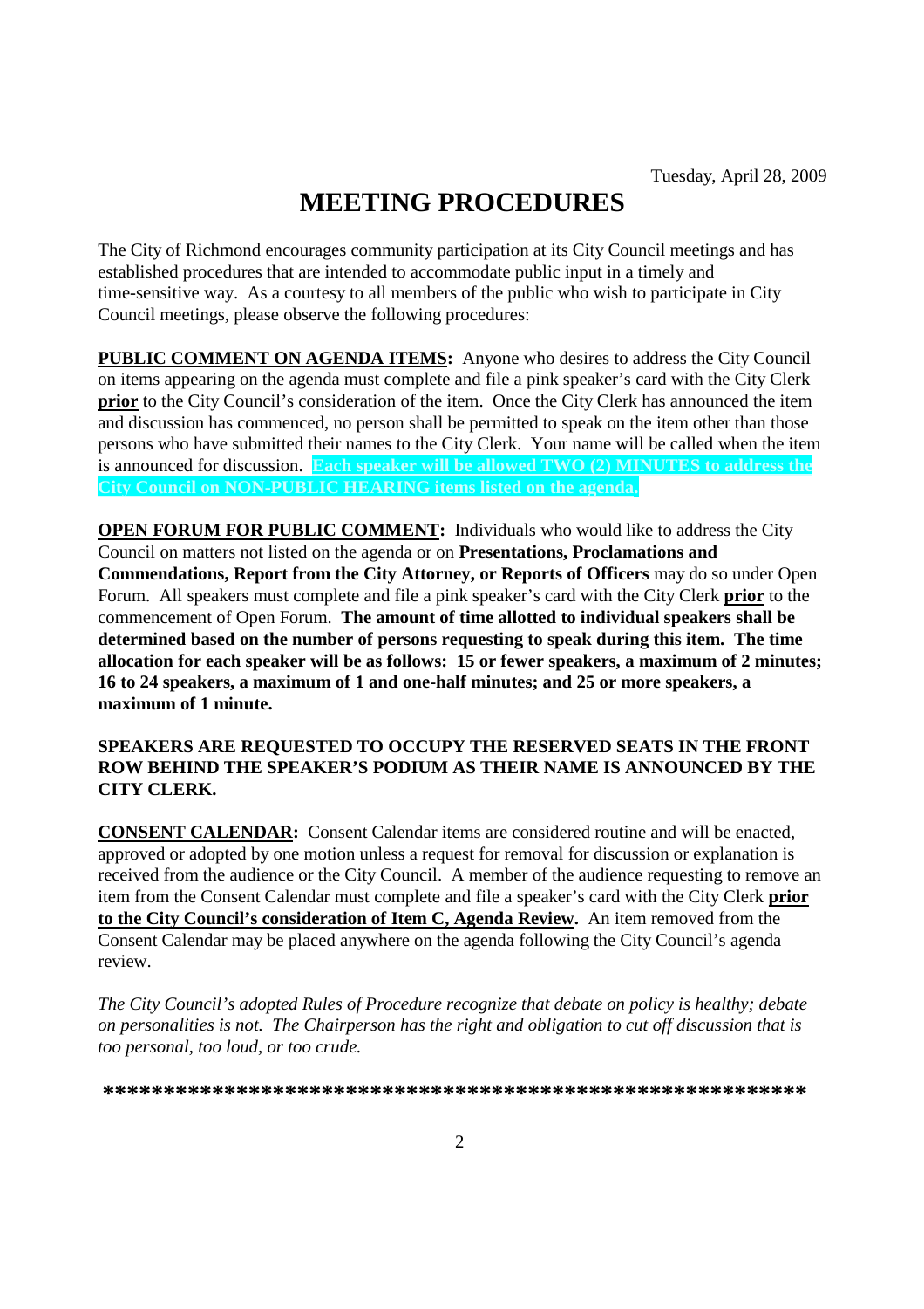Tuesday, April 28, 2009

# MEETING PROCEDURES

The City of Richmond encourages community participation at its City Council meetings and has established procedures that are intended to accommodate public input in a timely and time-sensitive way. As a courtesy to all members of the public who wish to participate in City Council meetings, please observe the following procedures:

**PUBLIC COMMENT ON AGENDA ITEMS:** Anyone who desires to address the City Council on items appearing on the agenda must complete and file a pink speaker's card with the City Clerk **prior** to the City Council's consideration of the item. Once the City Clerk has announced the item and discussion has commenced, no person shall be permitted to speak on the item other than those persons who have submitted their names to the City Clerk. Your name will be called when the item is announced for discussion. **Each speaker will be allowed TWO (2) MINUTES to address the City Council on NON-PUBLIC HEARING items listed on the agenda.**

**OPEN FORUM FOR PUBLIC COMMENT:** Individuals who would like to address the City Council on matters not listed on the agenda or on **Presentations, Proclamations and Commendations, Report from the City Attorney, or Reports of Officers** may do so under Open Forum. All speakers must complete and file a pink speaker's card with the City Clerk **prior** to the commencement of Open Forum. **The amount of time allotted to individual speakers shall be determined based on the number of persons requesting to speak during this item. The time allocation for each speaker will be as follows: 15 or fewer speakers, a maximum of 2 minutes; 16 to 24 speakers, a maximum of 1 and one-half minutes; and 25 or more speakers, a maximum of 1 minute.**

**SPEAKERS ARE REQUESTED TO OCCUPY THE RESERVED SEATS IN THE FRONT ROW BEHIND THE SPEAKER'S PODIUM AS THEIR NAME IS ANNOUNCED BY THE CITY CLERK.**

**CONSENT CALENDAR:** Consent Calendar items are considered routine and will be enacted, approved or adopted by one motion unless a request for removal for discussion or explanation is received from the audience or the City Council. A member of the audience requesting to remove an item from the Consent Calendar must complete and file a speaker's card with the City Clerk **prior to the City Council's consideration of Item C, Agenda Review.** An item removed from the Consent Calendar may be placed anywhere on the agenda following the City Council's agenda review.

*The City Council's adopted Rules of Procedure recognize that debate on policy is healthy; debate on personalities is not. The Chairperson has the right and obligation to cut off discussion that is too personal, too loud, or too crude.*

**\*\*\*\*\*\*\*\*\*\*\*\*\*\*\*\*\*\*\*\*\*\*\*\*\*\*\*\*\*\*\*\*\*\*\*\*\*\*\*\*\*\*\*\*\*\*\*\*\*\*\*\*\*\*\*\*\*\*\*\***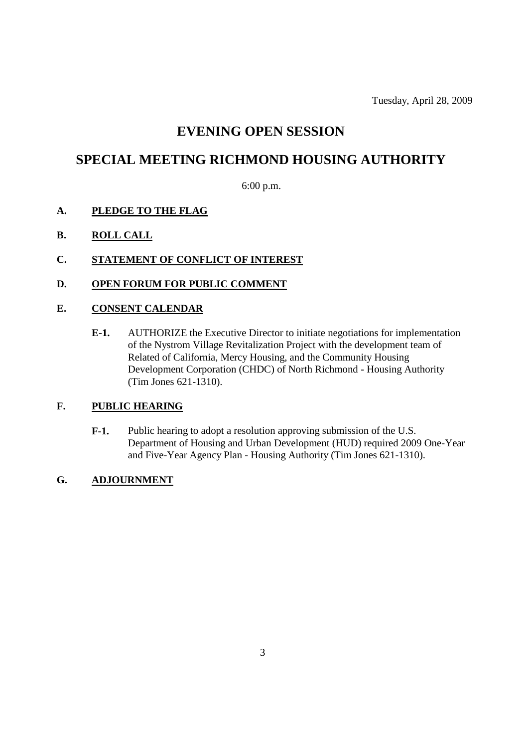Tuesday, April 28, 2009

# EVENING OPEN SESSION

# SPECIAL MEETING RICHMOND HOUSING AUTHORITY

6:00 p.m.

**A. PLEDGE TO THE FLAG**

**B. ROLL CALL**

**C. STATEMENT OF CONFLICT OF INTEREST**

**D. OPEN FORUM FOR PUBLIC COMMENT**

**E. CONSENT CALENDAR**

**E-1.** AUTHORIZE the Executive Director to initiate negotiations for implementation of the Nystrom Village Revitalization Project with the development team of Related of California, Mercy Housing, and the Community Housing Development Corporation (CHDC) of North Richmond - Housing Authority (Tim Jones 621-1310).

**F. PUBLIC HEARING**

**F-1.** Public hearing to adopt a resolution approving submission of the U.S. Department of Housing and Urban Development (HUD) required 2009 One-Year and Five-Year Agency Plan - Housing Authority (Tim Jones 621-1310).

**G. ADJOURNMENT**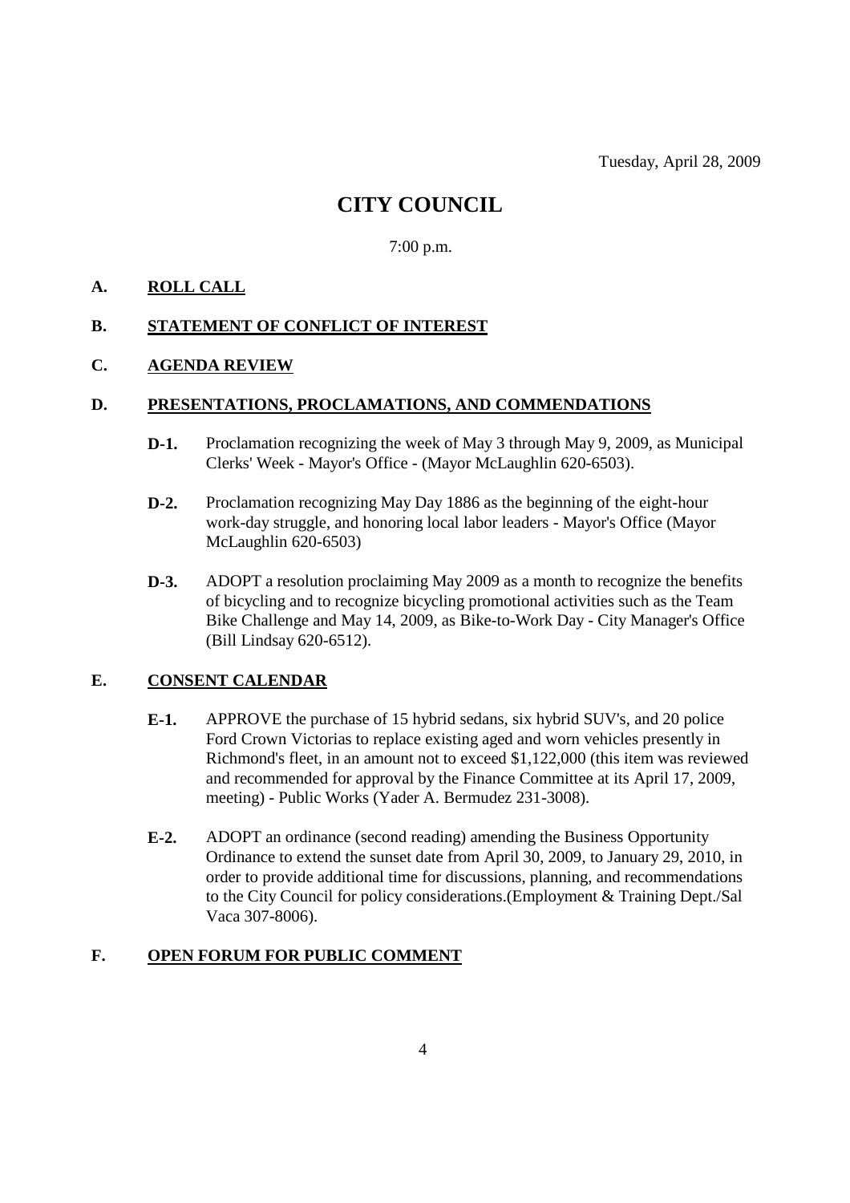Tuesday, April 28, 2009

# CITY COUNCIL

7:00 p.m.

## A. ROLL CALL

## B. STATEMENT OF CONFLICT OF INTEREST

## C. AGENDA REVIEW

## D. PRESENTATIONS, PROCLAMATIONS, AND COMMENDATIONS

**D-1.** Proclamation recognizing the week of May 3 through May 9, 2009, as Municipal Clerks' Week - Mayor's Office - (Mayor McLaughlin 620-6503).

**D-2.** Proclamation recognizing May Day 1886 as the beginning of the eight-hour work-day struggle, and honoring local labor leaders - Mayor's Office (Mayor McLaughlin 620-6503)

**D-3.** ADOPT a resolution proclaiming May 2009 as a month to recognize the benefits of bicycling and to recognize bicycling promotional activities such as the Team Bike Challenge and May 14, 2009, as Bike-to-Work Day - City Manager's Office (Bill Lindsay 620-6512).

## E. CONSENT CALENDAR

**E-1.** APPROVE the purchase of 15 hybrid sedans, six hybrid SUV's, and 20 police Ford Crown Victorias to replace existing aged and worn vehicles presently in Richmond's fleet, in an amount not to exceed $1,122,000 (this item was reviewed and recommended for approval by the Finance Committee at its April 17, 2009, meeting) - Public Works (Yader A. Bermudez 231-3008).

**E-2.** ADOPT an ordinance (second reading) amending the Business Opportunity Ordinance to extend the sunset date from April 30, 2009, to January 29, 2010, in order to provide additional time for discussions, planning, and recommendations to the City Council for policy considerations.(Employment & Training Dept./Sal Vaca 307-8006).

## F. OPEN FORUM FOR PUBLIC COMMENT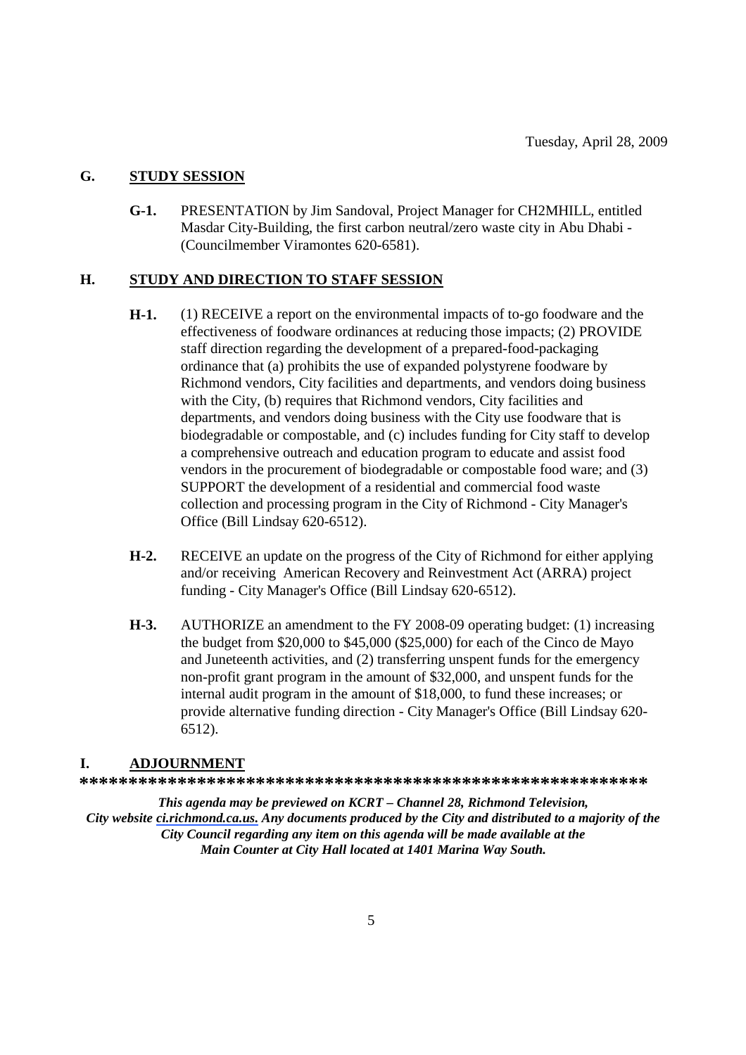Tuesday, April 28, 2009

## G. STUDY SESSION

**G-1.** PRESENTATION by Jim Sandoval, Project Manager for CH2MHILL, entitled Masdar City-Building, the first carbon neutral/zero waste city in Abu Dhabi - (Councilmember Viramontes 620-6581).

## H. STUDY AND DIRECTION TO STAFF SESSION

**H-1.** (1) RECEIVE a report on the environmental impacts of to-go foodware and the effectiveness of foodware ordinances at reducing those impacts; (2) PROVIDE staff direction regarding the development of a prepared-food-packaging ordinance that (a) prohibits the use of expanded polystyrene foodware by Richmond vendors, City facilities and departments, and vendors doing business with the City, (b) requires that Richmond vendors, City facilities and departments, and vendors doing business with the City use foodware that is biodegradable or compostable, and (c) includes funding for City staff to develop a comprehensive outreach and education program to educate and assist food vendors in the procurement of biodegradable or compostable food ware; and (3) SUPPORT the development of a residential and commercial food waste collection and processing program in the City of Richmond - City Manager's Office (Bill Lindsay 620-6512).

**H-2.** RECEIVE an update on the progress of the City of Richmond for either applying and/or receiving American Recovery and Reinvestment Act (ARRA) project funding - City Manager's Office (Bill Lindsay 620-6512).

**H-3.** AUTHORIZE an amendment to the FY 2008-09 operating budget: (1) increasing the budget from $20,000 to $45,000 ($25,000) for each of the Cinco de Mayo and Juneteenth activities, and (2) transferring unspent funds for the emergency non-profit grant program in the amount of $32,000, and unspent funds for the internal audit program in the amount of $18,000, to fund these increases; or provide alternative funding direction - City Manager's Office (Bill Lindsay 620-6512).

## I. ADJOURNMENT

***********************************************************

***This agenda may be previewed on KCRT – Channel 28, Richmond Television, City website ci.richmond.ca.us. Any documents produced by the City and distributed to a majority of the City Council regarding any item on this agenda will be made available at the Main Counter at City Hall located at 1401 Marina Way South.***